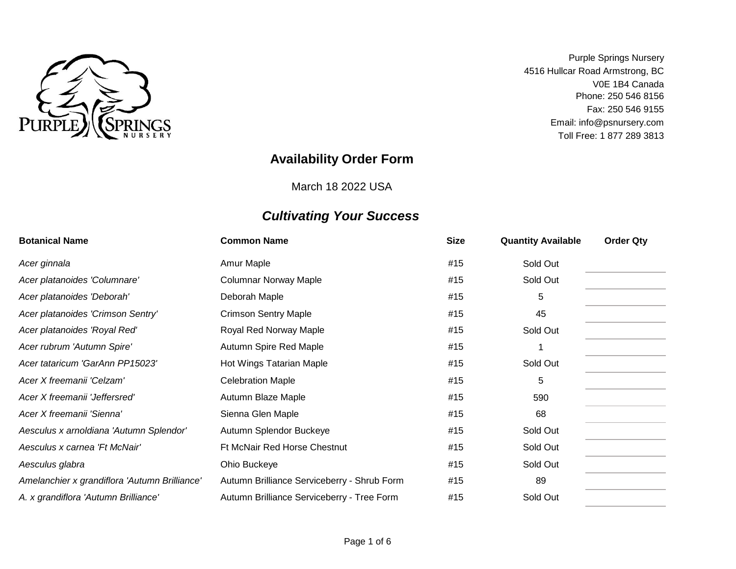Purple Springs Nursery
4516 Hullcar Road Armstrong, BC
V0E 1B4 Canada
Phone: 250 546 8156
Fax: 250 546 9155
Email: info@psnursery.com
Toll Free: 1 877 289 3813

## Availability Order Form

March 18 2022 USA

### *Cultivating Your Success*

| Botanical Name | Common Name | Size | Quantity Available | Order Qty |
|---|---|---|---|---|
| *Acer ginnala* | Amur Maple | #15 | Sold Out | |
| *Acer platanoides 'Columnare'* | Columnar Norway Maple | #15 | Sold Out | |
| *Acer platanoides 'Deborah'* | Deborah Maple | #15 | 5 | |
| *Acer platanoides 'Crimson Sentry'* | Crimson Sentry Maple | #15 | 45 | |
| *Acer platanoides 'Royal Red'* | Royal Red Norway Maple | #15 | Sold Out | |
| *Acer rubrum 'Autumn Spire'* | Autumn Spire Red Maple | #15 | 1 | |
| *Acer tataricum 'GarAnn PP15023'* | Hot Wings Tatarian Maple | #15 | Sold Out | |
| *Acer X freemanii 'Celzam'* | Celebration Maple | #15 | 5 | |
| *Acer X freemanii 'Jeffersred'* | Autumn Blaze Maple | #15 | 590 | |
| *Acer X freemanii 'Sienna'* | Sienna Glen Maple | #15 | 68 | |
| *Aesculus x arnoldiana 'Autumn Splendor'* | Autumn Splendor Buckeye | #15 | Sold Out | |
| *Aesculus x carnea 'Ft McNair'* | Ft McNair Red Horse Chestnut | #15 | Sold Out | |
| *Aesculus glabra* | Ohio Buckeye | #15 | Sold Out | |
| *Amelanchier x grandiflora 'Autumn Brilliance'* | Autumn Brilliance Serviceberry - Shrub Form | #15 | 89 | |
| *A. x grandiflora 'Autumn Brilliance'* | Autumn Brilliance Serviceberry - Tree Form | #15 | Sold Out | |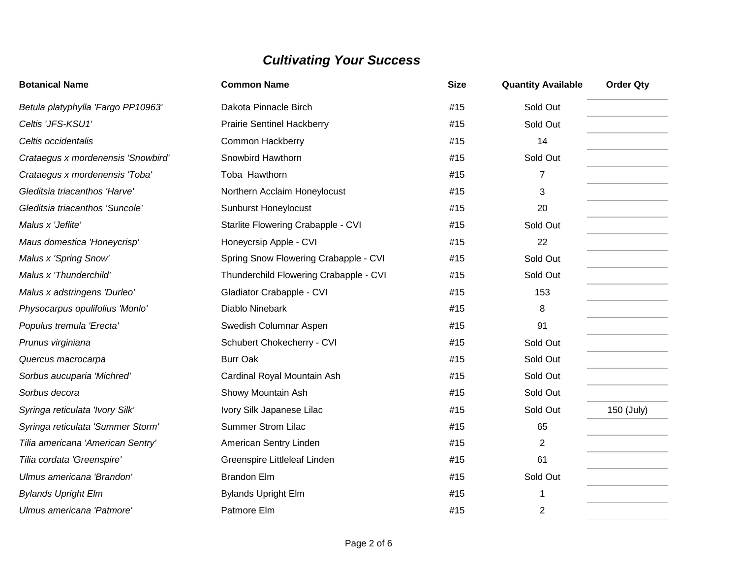# ***Cultivating Your Success***

| Botanical Name | Common Name | Size | Quantity Available | Order Qty |
|---|---|---|---|---|
| *Betula platyphylla 'Fargo PP10963'* | Dakota Pinnacle Birch | #15 | Sold Out | |
| *Celtis 'JFS-KSU1'* | Prairie Sentinel Hackberry | #15 | Sold Out | |
| *Celtis occidentalis* | Common Hackberry | #15 | 14 | |
| *Crataegus x mordenensis 'Snowbird'* | Snowbird Hawthorn | #15 | Sold Out | |
| *Crataegus x mordenensis 'Toba'* | Toba  Hawthorn | #15 | 7 | |
| *Gleditsia triacanthos 'Harve'* | Northern Acclaim Honeylocust | #15 | 3 | |
| *Gleditsia triacanthos 'Suncole'* | Sunburst Honeylocust | #15 | 20 | |
| *Malus x 'Jeflite'* | Starlite Flowering Crabapple - CVI | #15 | Sold Out | |
| *Maus domestica 'Honeycrisp'* | Honeycrsip Apple - CVI | #15 | 22 | |
| *Malus x 'Spring Snow'* | Spring Snow Flowering Crabapple - CVI | #15 | Sold Out | |
| *Malus x 'Thunderchild'* | Thunderchild Flowering Crabapple - CVI | #15 | Sold Out | |
| *Malus x adstringens 'Durleo'* | Gladiator Crabapple - CVI | #15 | 153 | |
| *Physocarpus opulifolius 'Monlo'* | Diablo Ninebark | #15 | 8 | |
| *Populus tremula 'Erecta'* | Swedish Columnar Aspen | #15 | 91 | |
| *Prunus virginiana* | Schubert Chokecherry - CVI | #15 | Sold Out | |
| *Quercus macrocarpa* | Burr Oak | #15 | Sold Out | |
| *Sorbus aucuparia 'Michred'* | Cardinal Royal Mountain Ash | #15 | Sold Out | |
| *Sorbus decora* | Showy Mountain Ash | #15 | Sold Out | |
| *Syringa reticulata 'Ivory Silk'* | Ivory Silk Japanese Lilac | #15 | Sold Out | 150 (July) |
| *Syringa reticulata 'Summer Storm'* | Summer Strom Lilac | #15 | 65 | |
| *Tilia americana 'American Sentry'* | American Sentry Linden | #15 | 2 | |
| *Tilia cordata 'Greenspire'* | Greenspire Littleleaf Linden | #15 | 61 | |
| *Ulmus americana 'Brandon'* | Brandon Elm | #15 | Sold Out | |
| *Bylands Upright Elm* | Bylands Upright Elm | #15 | 1 | |
| *Ulmus americana 'Patmore'* | Patmore Elm | #15 | 2 | |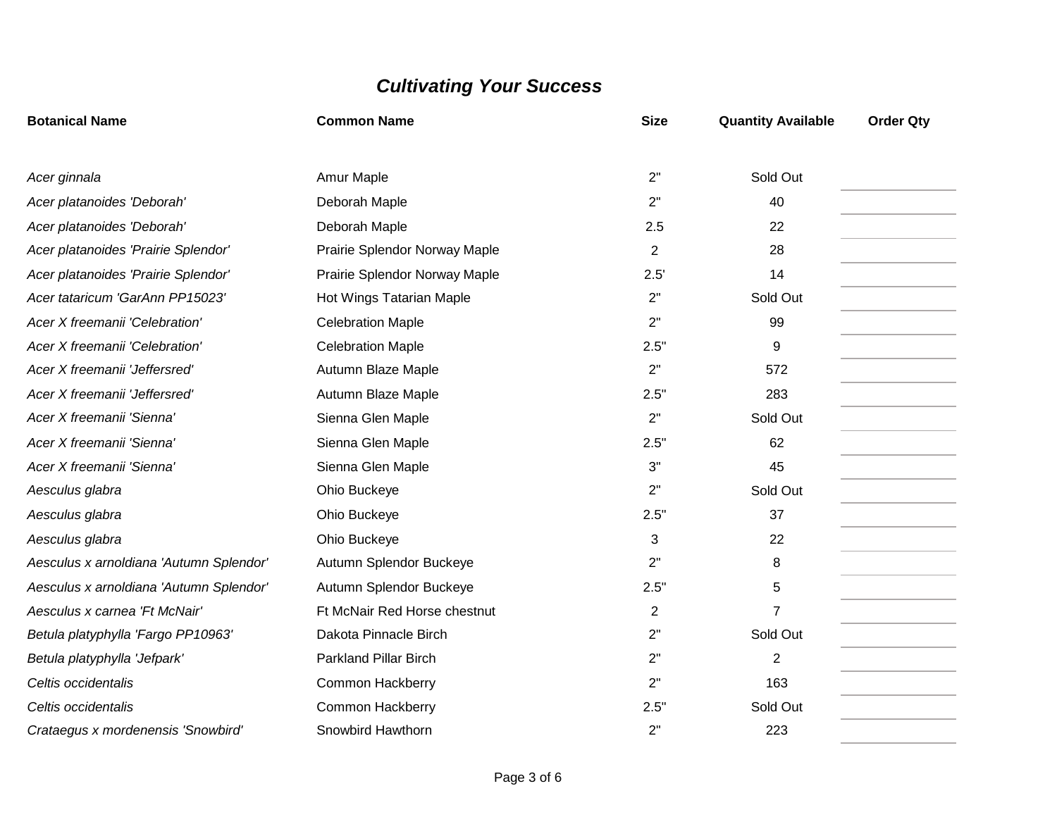## *Cultivating Your Success*

| Botanical Name | Common Name | Size | Quantity Available | Order Qty |
|---|---|---|---|---|
| *Acer ginnala* | Amur Maple | 2" | Sold Out | |
| *Acer platanoides 'Deborah'* | Deborah Maple | 2" | 40 | |
| *Acer platanoides 'Deborah'* | Deborah Maple | 2.5 | 22 | |
| *Acer platanoides 'Prairie Splendor'* | Prairie Splendor Norway Maple | 2 | 28 | |
| *Acer platanoides 'Prairie Splendor'* | Prairie Splendor Norway Maple | 2.5' | 14 | |
| *Acer tataricum 'GarAnn PP15023'* | Hot Wings Tatarian Maple | 2" | Sold Out | |
| *Acer X freemanii 'Celebration'* | Celebration Maple | 2" | 99 | |
| *Acer X freemanii 'Celebration'* | Celebration Maple | 2.5" | 9 | |
| *Acer X freemanii 'Jeffersred'* | Autumn Blaze Maple | 2" | 572 | |
| *Acer X freemanii 'Jeffersred'* | Autumn Blaze Maple | 2.5" | 283 | |
| *Acer X freemanii 'Sienna'* | Sienna Glen Maple | 2" | Sold Out | |
| *Acer X freemanii 'Sienna'* | Sienna Glen Maple | 2.5" | 62 | |
| *Acer X freemanii 'Sienna'* | Sienna Glen Maple | 3" | 45 | |
| *Aesculus glabra* | Ohio Buckeye | 2" | Sold Out | |
| *Aesculus glabra* | Ohio Buckeye | 2.5" | 37 | |
| *Aesculus glabra* | Ohio Buckeye | 3 | 22 | |
| *Aesculus x arnoldiana 'Autumn Splendor'* | Autumn Splendor Buckeye | 2" | 8 | |
| *Aesculus x arnoldiana 'Autumn Splendor'* | Autumn Splendor Buckeye | 2.5" | 5 | |
| *Aesculus x carnea 'Ft McNair'* | Ft McNair Red Horse chestnut | 2 | 7 | |
| *Betula platyphylla 'Fargo PP10963'* | Dakota Pinnacle Birch | 2" | Sold Out | |
| *Betula platyphylla 'Jefpark'* | Parkland Pillar Birch | 2" | 2 | |
| *Celtis occidentalis* | Common Hackberry | 2" | 163 | |
| *Celtis occidentalis* | Common Hackberry | 2.5" | Sold Out | |
| *Crataegus x mordenensis 'Snowbird'* | Snowbird Hawthorn | 2" | 223 | |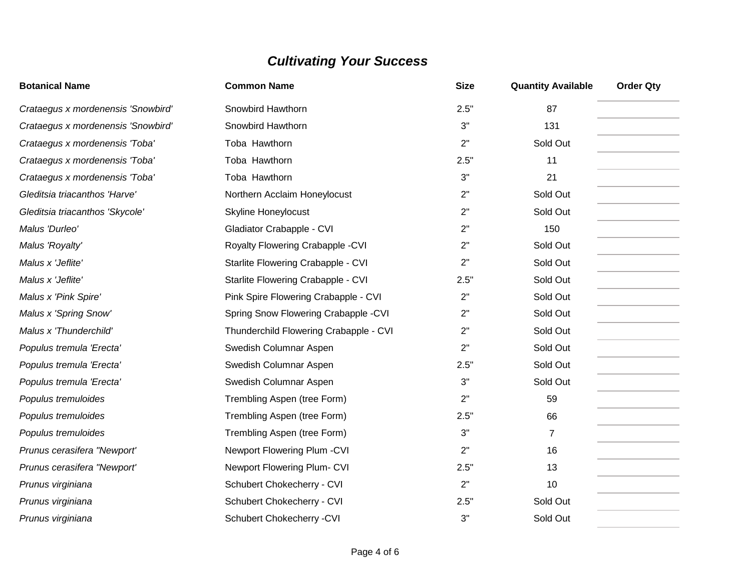## *Cultivating Your Success*

| Botanical Name | Common Name | Size | Quantity Available | Order Qty |
|---|---|---|---|---|
| *Crataegus x mordenensis 'Snowbird'* | Snowbird Hawthorn | 2.5" | 87 | |
| *Crataegus x mordenensis 'Snowbird'* | Snowbird Hawthorn | 3" | 131 | |
| *Crataegus x mordenensis 'Toba'* | Toba Hawthorn | 2" | Sold Out | |
| *Crataegus x mordenensis 'Toba'* | Toba Hawthorn | 2.5" | 11 | |
| *Crataegus x mordenensis 'Toba'* | Toba Hawthorn | 3" | 21 | |
| *Gleditsia triacanthos 'Harve'* | Northern Acclaim Honeylocust | 2" | Sold Out | |
| *Gleditsia triacanthos 'Skycole'* | Skyline Honeylocust | 2" | Sold Out | |
| *Malus 'Durleo'* | Gladiator Crabapple - CVI | 2" | 150 | |
| *Malus 'Royalty'* | Royalty Flowering Crabapple -CVI | 2" | Sold Out | |
| *Malus x 'Jeflite'* | Starlite Flowering Crabapple - CVI | 2" | Sold Out | |
| *Malus x 'Jeflite'* | Starlite Flowering Crabapple - CVI | 2.5" | Sold Out | |
| *Malus x 'Pink Spire'* | Pink Spire Flowering Crabapple - CVI | 2" | Sold Out | |
| *Malus x 'Spring Snow'* | Spring Snow Flowering Crabapple -CVI | 2" | Sold Out | |
| *Malus x 'Thunderchild'* | Thunderchild Flowering Crabapple - CVI | 2" | Sold Out | |
| *Populus tremula 'Erecta'* | Swedish Columnar Aspen | 2" | Sold Out | |
| *Populus tremula 'Erecta'* | Swedish Columnar Aspen | 2.5" | Sold Out | |
| *Populus tremula 'Erecta'* | Swedish Columnar Aspen | 3" | Sold Out | |
| *Populus tremuloides* | Trembling Aspen (tree Form) | 2" | 59 | |
| *Populus tremuloides* | Trembling Aspen (tree Form) | 2.5" | 66 | |
| *Populus tremuloides* | Trembling Aspen (tree Form) | 3" | 7 | |
| *Prunus cerasifera "Newport'* | Newport Flowering Plum -CVI | 2" | 16 | |
| *Prunus cerasifera "Newport'* | Newport Flowering Plum- CVI | 2.5" | 13 | |
| *Prunus virginiana* | Schubert Chokecherry - CVI | 2" | 10 | |
| *Prunus virginiana* | Schubert Chokecherry - CVI | 2.5" | Sold Out | |
| *Prunus virginiana* | Schubert Chokecherry -CVI | 3" | Sold Out | |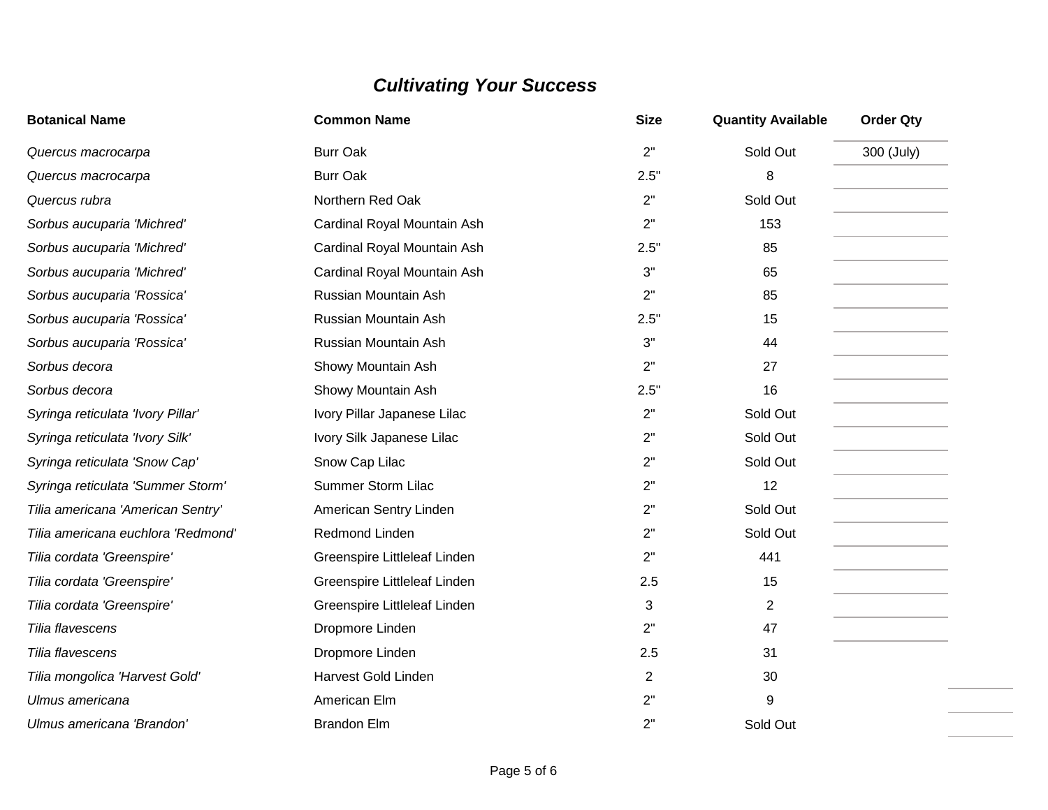## *Cultivating Your Success*

| Botanical Name | Common Name | Size | Quantity Available | Order Qty |
|---|---|---|---|---|
| *Quercus macrocarpa* | Burr Oak | 2" | Sold Out | 300 (July) |
| *Quercus macrocarpa* | Burr Oak | 2.5" | 8 | |
| *Quercus rubra* | Northern Red Oak | 2" | Sold Out | |
| *Sorbus aucuparia 'Michred'* | Cardinal Royal Mountain Ash | 2" | 153 | |
| *Sorbus aucuparia 'Michred'* | Cardinal Royal Mountain Ash | 2.5" | 85 | |
| *Sorbus aucuparia 'Michred'* | Cardinal Royal Mountain Ash | 3" | 65 | |
| *Sorbus aucuparia 'Rossica'* | Russian Mountain Ash | 2" | 85 | |
| *Sorbus aucuparia 'Rossica'* | Russian Mountain Ash | 2.5" | 15 | |
| *Sorbus aucuparia 'Rossica'* | Russian Mountain Ash | 3" | 44 | |
| *Sorbus decora* | Showy Mountain Ash | 2" | 27 | |
| *Sorbus decora* | Showy Mountain Ash | 2.5" | 16 | |
| *Syringa reticulata 'Ivory Pillar'* | Ivory Pillar Japanese Lilac | 2" | Sold Out | |
| *Syringa reticulata 'Ivory Silk'* | Ivory Silk Japanese Lilac | 2" | Sold Out | |
| *Syringa reticulata 'Snow Cap'* | Snow Cap Lilac | 2" | Sold Out | |
| *Syringa reticulata 'Summer Storm'* | Summer Storm Lilac | 2" | 12 | |
| *Tilia americana 'American Sentry'* | American Sentry Linden | 2" | Sold Out | |
| *Tilia americana euchlora 'Redmond'* | Redmond Linden | 2" | Sold Out | |
| *Tilia cordata 'Greenspire'* | Greenspire Littleleaf Linden | 2" | 441 | |
| *Tilia cordata 'Greenspire'* | Greenspire Littleleaf Linden | 2.5 | 15 | |
| *Tilia cordata 'Greenspire'* | Greenspire Littleleaf Linden | 3 | 2 | |
| *Tilia flavescens* | Dropmore Linden | 2" | 47 | |
| *Tilia flavescens* | Dropmore Linden | 2.5 | 31 | |
| *Tilia mongolica 'Harvest Gold'* | Harvest Gold Linden | 2 | 30 | |
| *Ulmus americana* | American Elm | 2" | 9 | |
| *Ulmus americana 'Brandon'* | Brandon Elm | 2" | Sold Out | |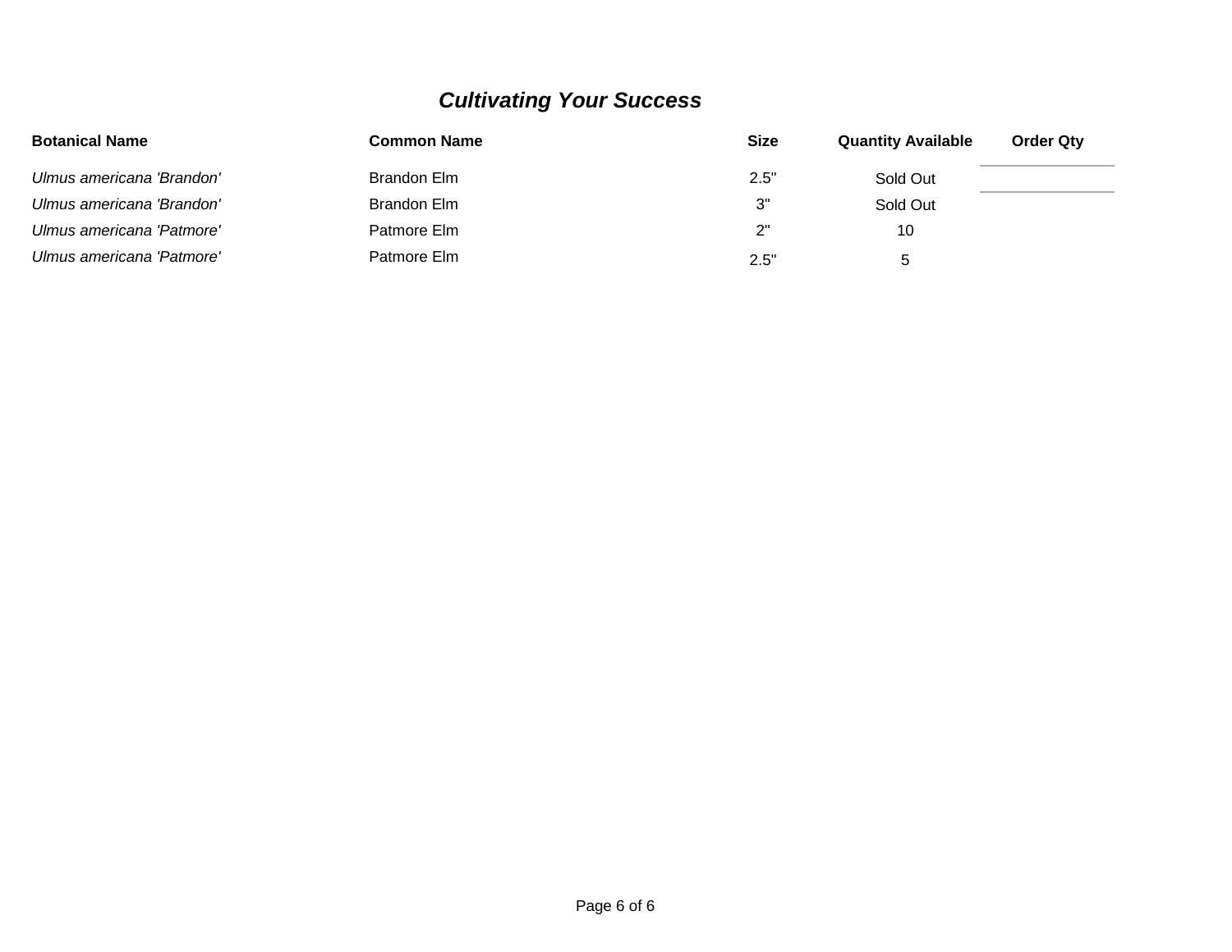## *Cultivating Your Success*

| Botanical Name | Common Name | Size | Quantity Available | Order Qty |
|---|---|---|---|---|
| *Ulmus americana 'Brandon'* | Brandon Elm | 2.5" | Sold Out | |
| *Ulmus americana 'Brandon'* | Brandon Elm | 3" | Sold Out | |
| *Ulmus americana 'Patmore'* | Patmore Elm | 2" | 10 | |
| *Ulmus americana 'Patmore'* | Patmore Elm | 2.5" | 5 | |